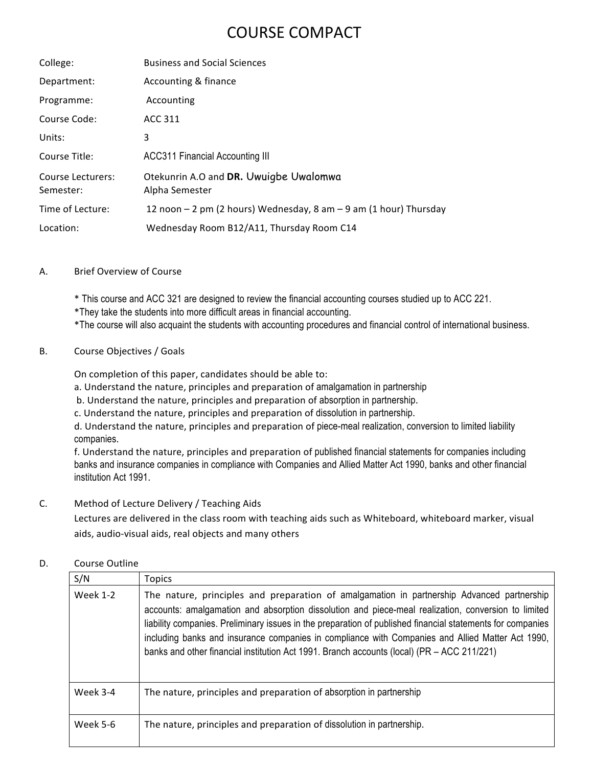# COURSE COMPACT

| | |
|---|---|
| College: | Business and Social Sciences |
| Department: | Accounting & finance |
| Programme: | Accounting |
| Course Code: | ACC 311 |
| Units: | 3 |
| Course Title: | ACC311 Financial Accounting III |
| Course Lecturers: | Otekunrin A.O and **DR.** Uwuigbe Uwalomwa |
| Semester: | Alpha Semester |
| Time of Lecture: | 12 noon – 2 pm (2 hours) Wednesday, 8 am – 9 am (1 hour) Thursday |
| Location: | Wednesday Room B12/A11, Thursday Room C14 |

## A. Brief Overview of Course

* This course and ACC 321 are designed to review the financial accounting courses studied up to ACC 221.
*They take the students into more difficult areas in financial accounting.
*The course will also acquaint the students with accounting procedures and financial control of international business.

## B. Course Objectives / Goals

On completion of this paper, candidates should be able to:

a. Understand the nature, principles and preparation of amalgamation in partnership
b. Understand the nature, principles and preparation of absorption in partnership.
c. Understand the nature, principles and preparation of dissolution in partnership.
d. Understand the nature, principles and preparation of piece-meal realization, conversion to limited liability companies.
f. Understand the nature, principles and preparation of published financial statements for companies including banks and insurance companies in compliance with Companies and Allied Matter Act 1990, banks and other financial institution Act 1991.

## C. Method of Lecture Delivery / Teaching Aids

Lectures are delivered in the class room with teaching aids such as Whiteboard, whiteboard marker, visual aids, audio-visual aids, real objects and many others

## D. Course Outline

| S/N | Topics |
|---|---|
| Week 1-2 | The nature, principles and preparation of amalgamation in partnership Advanced partnership accounts: amalgamation and absorption dissolution and piece-meal realization, conversion to limited liability companies. Preliminary issues in the preparation of published financial statements for companies including banks and insurance companies in compliance with Companies and Allied Matter Act 1990, banks and other financial institution Act 1991. Branch accounts (local) (PR – ACC 211/221) |
| Week 3-4 | The nature, principles and preparation of absorption in partnership |
| Week 5-6 | The nature, principles and preparation of dissolution in partnership. |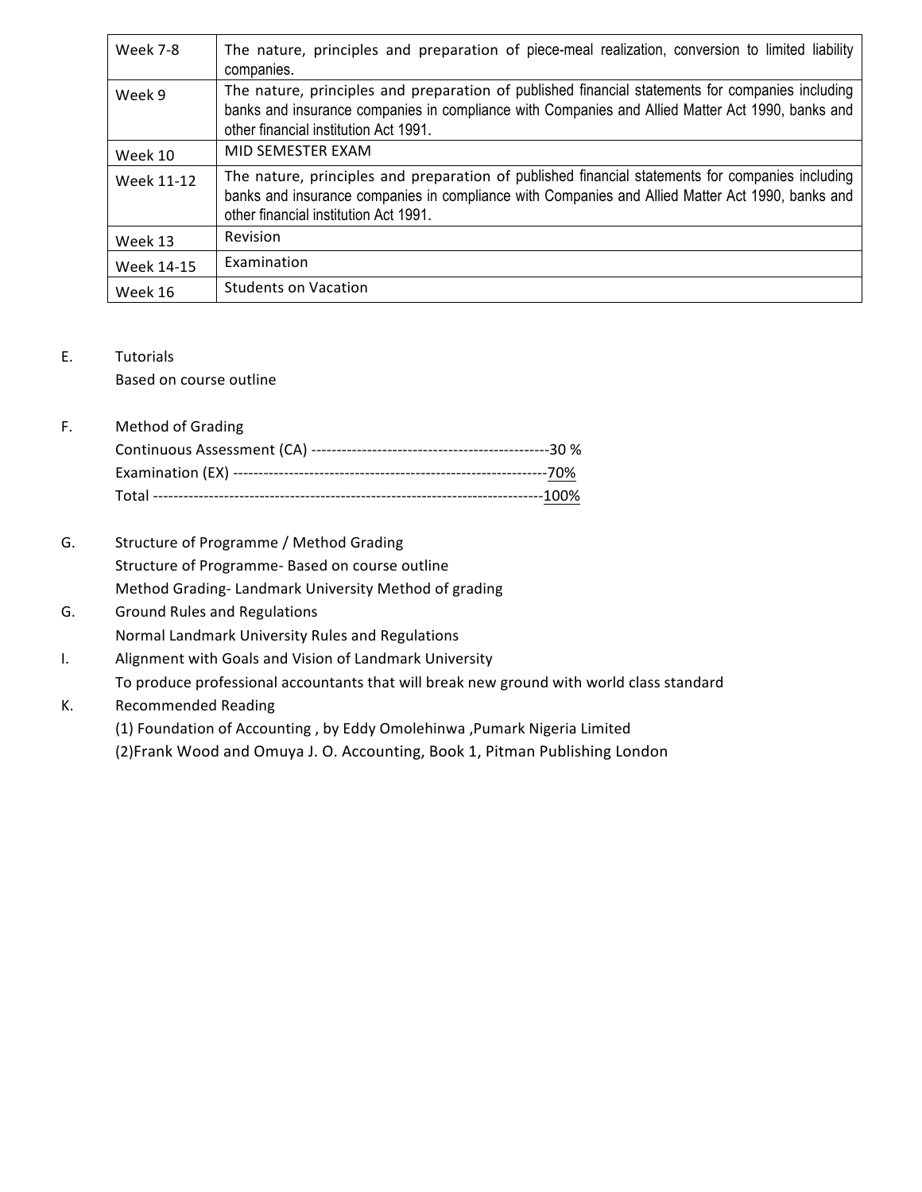| | |
|---|---|
| Week 7-8 | The nature, principles and preparation of piece-meal realization, conversion to limited liability companies. |
| Week 9 | The nature, principles and preparation of published financial statements for companies including banks and insurance companies in compliance with Companies and Allied Matter Act 1990, banks and other financial institution Act 1991. |
| Week 10 | MID SEMESTER EXAM |
| Week 11-12 | The nature, principles and preparation of published financial statements for companies including banks and insurance companies in compliance with Companies and Allied Matter Act 1990, banks and other financial institution Act 1991. |
| Week 13 | Revision |
| Week 14-15 | Examination |
| Week 16 | Students on Vacation |

E. Tutorials

Based on course outline

F. Method of Grading

Continuous Assessment (CA) -----------------------------------------------30 %

Examination (EX) -------------------------------------------------------------70%

Total ---------------------------------------------------------------------------100%

G. Structure of Programme / Method Grading

Structure of Programme- Based on course outline

Method Grading- Landmark University Method of grading

G. Ground Rules and Regulations

Normal Landmark University Rules and Regulations

I. Alignment with Goals and Vision of Landmark University

To produce professional accountants that will break new ground with world class standard

K. Recommended Reading

(1) Foundation of Accounting , by Eddy Omolehinwa ,Pumark Nigeria Limited

(2)Frank Wood and Omuya J. O. Accounting, Book 1, Pitman Publishing London